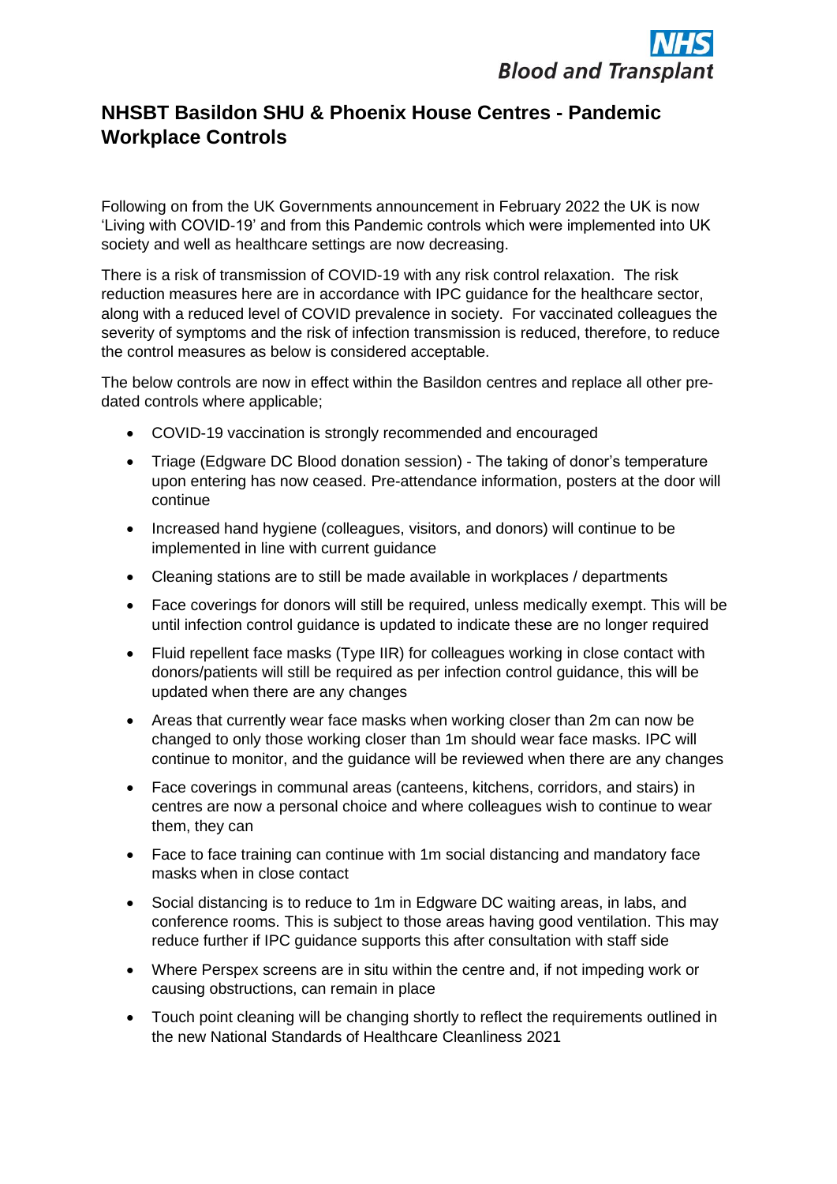# NHSBT Basildon SHU & Phoenix House Centres - Pandemic Workplace Controls

Following on from the UK Governments announcement in February 2022 the UK is now 'Living with COVID-19' and from this Pandemic controls which were implemented into UK society and well as healthcare settings are now decreasing.

There is a risk of transmission of COVID-19 with any risk control relaxation. The risk reduction measures here are in accordance with IPC guidance for the healthcare sector, along with a reduced level of COVID prevalence in society. For vaccinated colleagues the severity of symptoms and the risk of infection transmission is reduced, therefore, to reduce the control measures as below is considered acceptable.

The below controls are now in effect within the Basildon centres and replace all other pre-dated controls where applicable;

- COVID-19 vaccination is strongly recommended and encouraged
- Triage (Edgware DC Blood donation session) - The taking of donor's temperature upon entering has now ceased. Pre-attendance information, posters at the door will continue
- Increased hand hygiene (colleagues, visitors, and donors) will continue to be implemented in line with current guidance
- Cleaning stations are to still be made available in workplaces / departments
- Face coverings for donors will still be required, unless medically exempt. This will be until infection control guidance is updated to indicate these are no longer required
- Fluid repellent face masks (Type IIR) for colleagues working in close contact with donors/patients will still be required as per infection control guidance, this will be updated when there are any changes
- Areas that currently wear face masks when working closer than 2m can now be changed to only those working closer than 1m should wear face masks. IPC will continue to monitor, and the guidance will be reviewed when there are any changes
- Face coverings in communal areas (canteens, kitchens, corridors, and stairs) in centres are now a personal choice and where colleagues wish to continue to wear them, they can
- Face to face training can continue with 1m social distancing and mandatory face masks when in close contact
- Social distancing is to reduce to 1m in Edgware DC waiting areas, in labs, and conference rooms. This is subject to those areas having good ventilation. This may reduce further if IPC guidance supports this after consultation with staff side
- Where Perspex screens are in situ within the centre and, if not impeding work or causing obstructions, can remain in place
- Touch point cleaning will be changing shortly to reflect the requirements outlined in the new National Standards of Healthcare Cleanliness 2021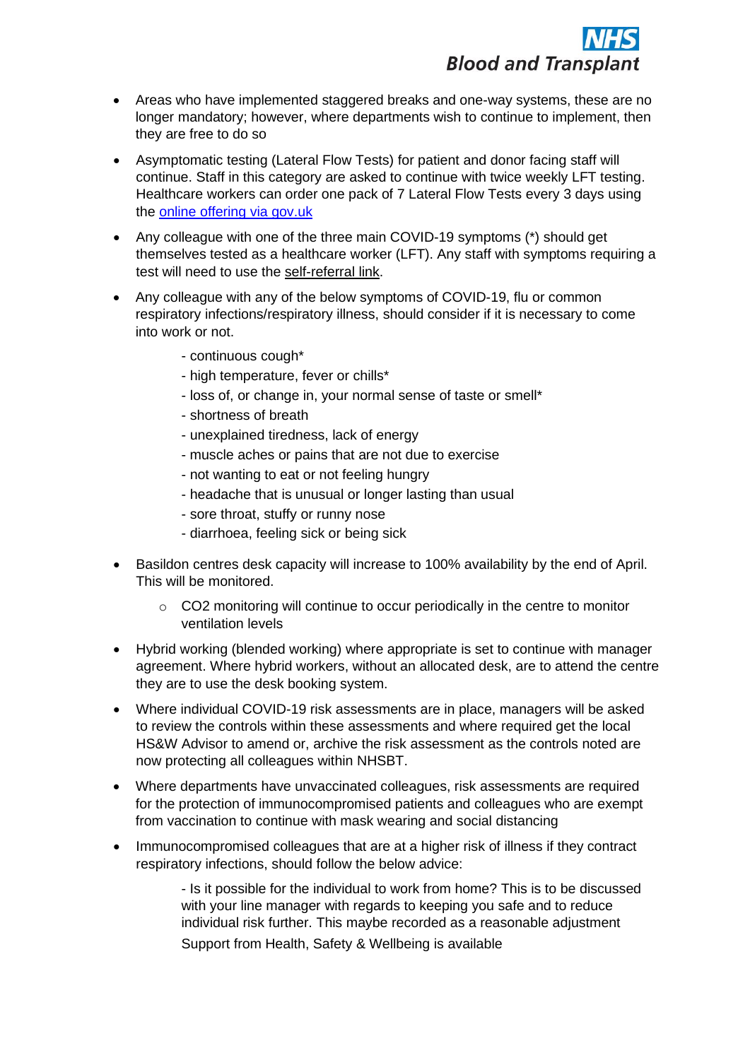- Areas who have implemented staggered breaks and one-way systems, these are no longer mandatory; however, where departments wish to continue to implement, then they are free to do so
- Asymptomatic testing (Lateral Flow Tests) for patient and donor facing staff will continue. Staff in this category are asked to continue with twice weekly LFT testing. Healthcare workers can order one pack of 7 Lateral Flow Tests every 3 days using the [online offering via gov.uk]()
- Any colleague with one of the three main COVID-19 symptoms (*) should get themselves tested as a healthcare worker (LFT). Any staff with symptoms requiring a test will need to use the self-referral link.
- Any colleague with any of the below symptoms of COVID-19, flu or common respiratory infections/respiratory illness, should consider if it is necessary to come into work or not.

  - continuous cough*
  - high temperature, fever or chills*
  - loss of, or change in, your normal sense of taste or smell*
  - shortness of breath
  - unexplained tiredness, lack of energy
  - muscle aches or pains that are not due to exercise
  - not wanting to eat or not feeling hungry
  - headache that is unusual or longer lasting than usual
  - sore throat, stuffy or runny nose
  - diarrhoea, feeling sick or being sick

- Basildon centres desk capacity will increase to 100% availability by the end of April. This will be monitored.
  - CO2 monitoring will continue to occur periodically in the centre to monitor ventilation levels
- Hybrid working (blended working) where appropriate is set to continue with manager agreement. Where hybrid workers, without an allocated desk, are to attend the centre they are to use the desk booking system.
- Where individual COVID-19 risk assessments are in place, managers will be asked to review the controls within these assessments and where required get the local HS&W Advisor to amend or, archive the risk assessment as the controls noted are now protecting all colleagues within NHSBT.
- Where departments have unvaccinated colleagues, risk assessments are required for the protection of immunocompromised patients and colleagues who are exempt from vaccination to continue with mask wearing and social distancing
- Immunocompromised colleagues that are at a higher risk of illness if they contract respiratory infections, should follow the below advice:

  - Is it possible for the individual to work from home? This is to be discussed with your line manager with regards to keeping you safe and to reduce individual risk further. This maybe recorded as a reasonable adjustment

  Support from Health, Safety & Wellbeing is available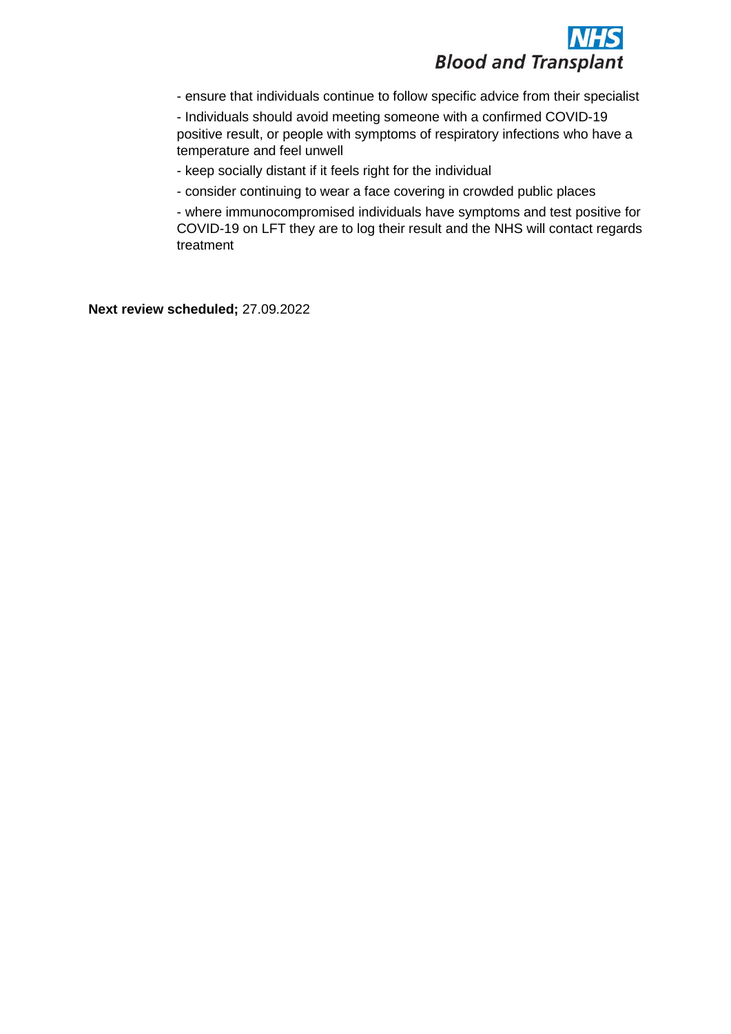- ensure that individuals continue to follow specific advice from their specialist

- Individuals should avoid meeting someone with a confirmed COVID-19 positive result, or people with symptoms of respiratory infections who have a temperature and feel unwell

- keep socially distant if it feels right for the individual

- consider continuing to wear a face covering in crowded public places

- where immunocompromised individuals have symptoms and test positive for COVID-19 on LFT they are to log their result and the NHS will contact regards treatment

**Next review scheduled;** 27.09.2022